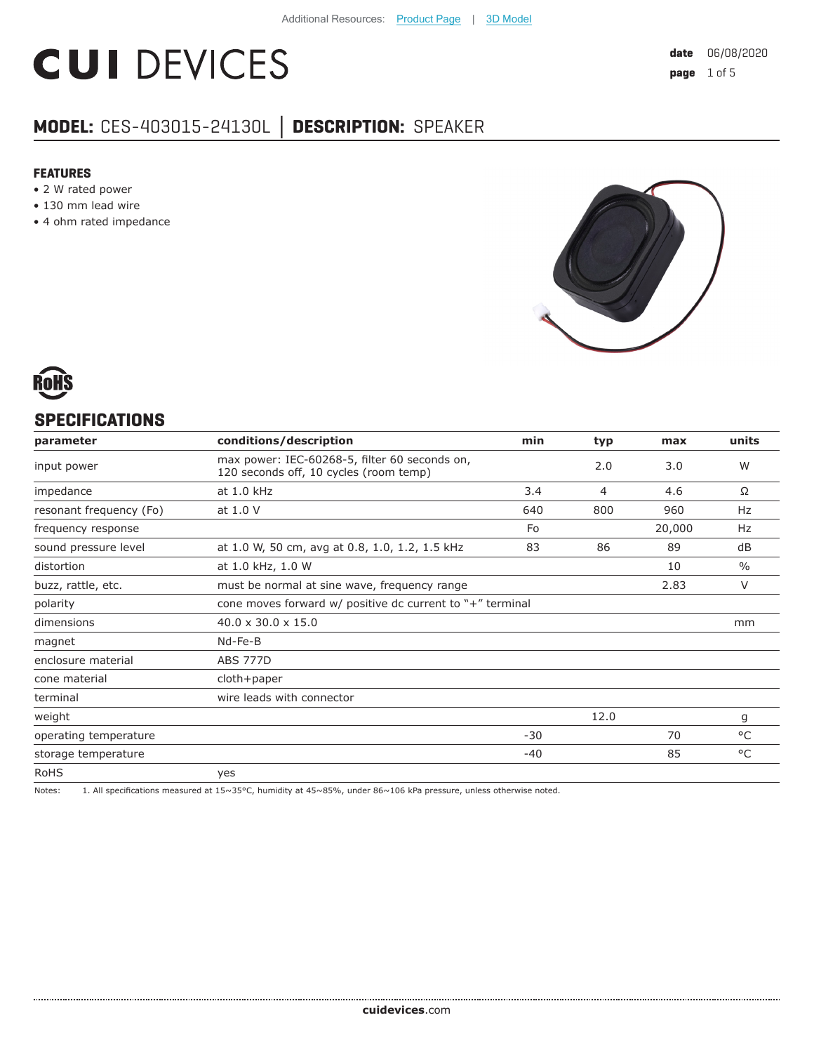Additional Resources: Product Page | 3D Model

# CUI DEVICES

**date** 06/08/2020

## MODEL: CES-403015-24130L │ DESCRIPTION: SPEAKER

### FEATURES

- 2 W rated power
- 130 mm lead wire
- 4 ohm rated impedance

RoHS

## SPECIFICATIONS

| parameter | conditions/description | min | typ | max | units |
|---|---|---|---|---|---|
| input power | max power: IEC-60268-5, filter 60 seconds on, 120 seconds off, 10 cycles (room temp) | | 2.0 | 3.0 | W |
| impedance | at 1.0 kHz | 3.4 | 4 | 4.6 | Ω |
| resonant frequency (Fo) | at 1.0 V | 640 | 800 | 960 | Hz |
| frequency response | | Fo | | 20,000 | Hz |
| sound pressure level | at 1.0 W, 50 cm, avg at 0.8, 1.0, 1.2, 1.5 kHz | 83 | 86 | 89 | dB |
| distortion | at 1.0 kHz, 1.0 W | | | 10 | % |
| buzz, rattle, etc. | must be normal at sine wave, frequency range | | | 2.83 | V |
| polarity | cone moves forward w/ positive dc current to "+" terminal | | | | |
| dimensions | 40.0 x 30.0 x 15.0 | | | | mm |
| magnet | Nd-Fe-B | | | | |
| enclosure material | ABS 777D | | | | |
| cone material | cloth+paper | | | | |
| terminal | wire leads with connector | | | | |
| weight | | | 12.0 | | g |
| operating temperature | | -30 | | 70 | °C |
| storage temperature | | -40 | | 85 | °C |
| RoHS | yes | | | | |

Notes: 1. All specifications measured at 15~35°C, humidity at 45~85%, under 86~106 kPa pressure, unless otherwise noted.

**cuidevices**.com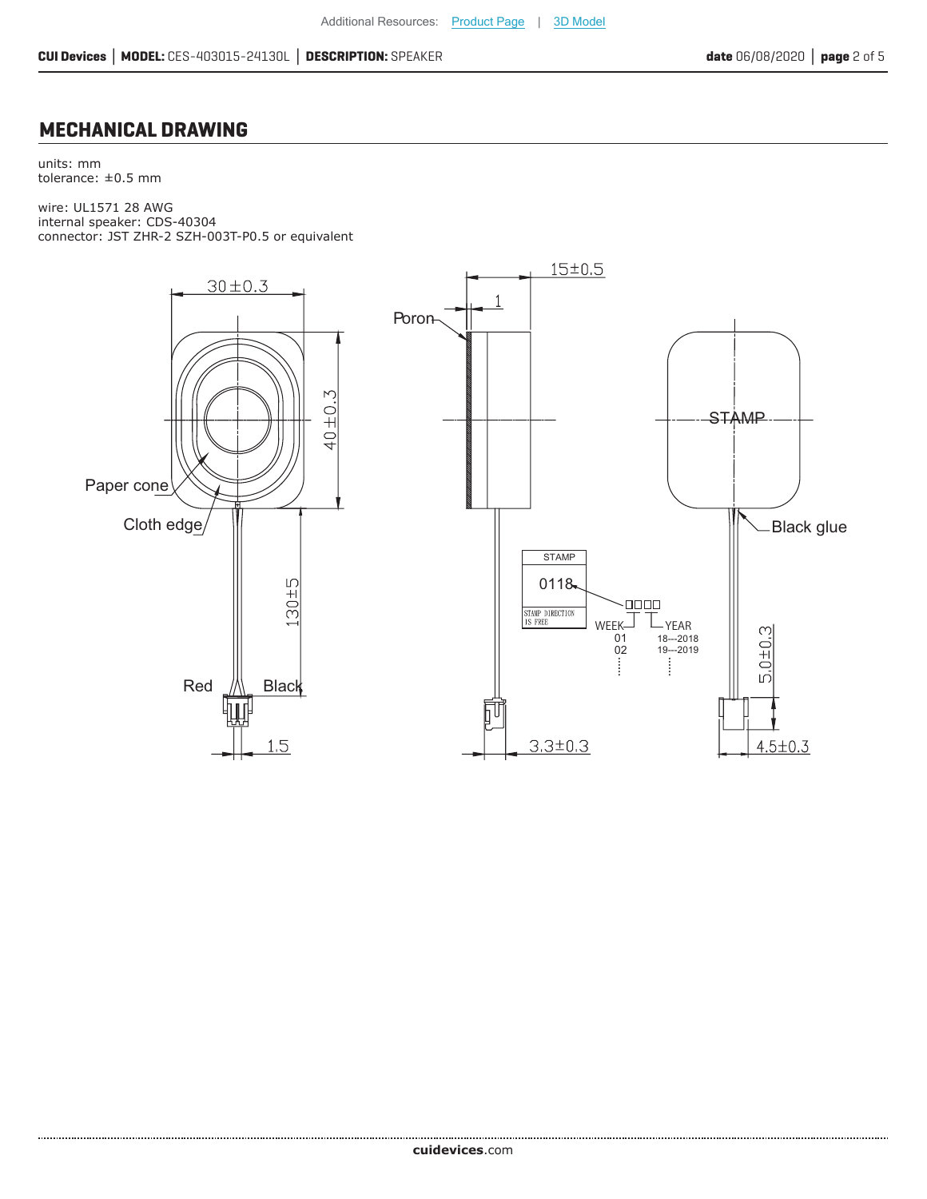## MECHANICAL DRAWING

units: mm
tolerance: ±0.5 mm

wire: UL1571 28 AWG
internal speaker: CDS-40304
connector: JST ZHR-2 SZH-003T-P0.5 or equivalent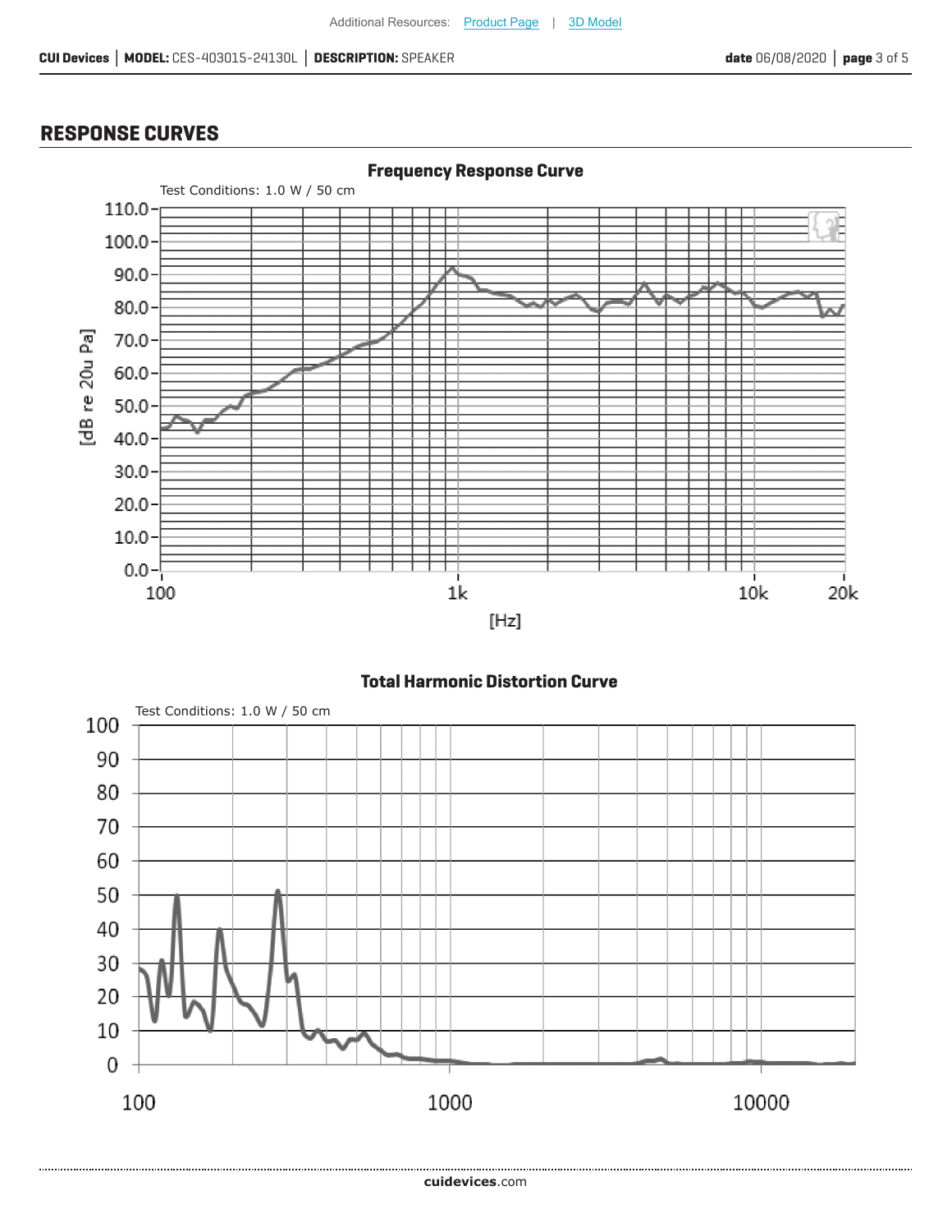## RESPONSE CURVES

### Frequency Response Curve

Test Conditions: 1.0 W / 50 cm

### Total Harmonic Distortion Curve

Test Conditions: 1.0 W / 50 cm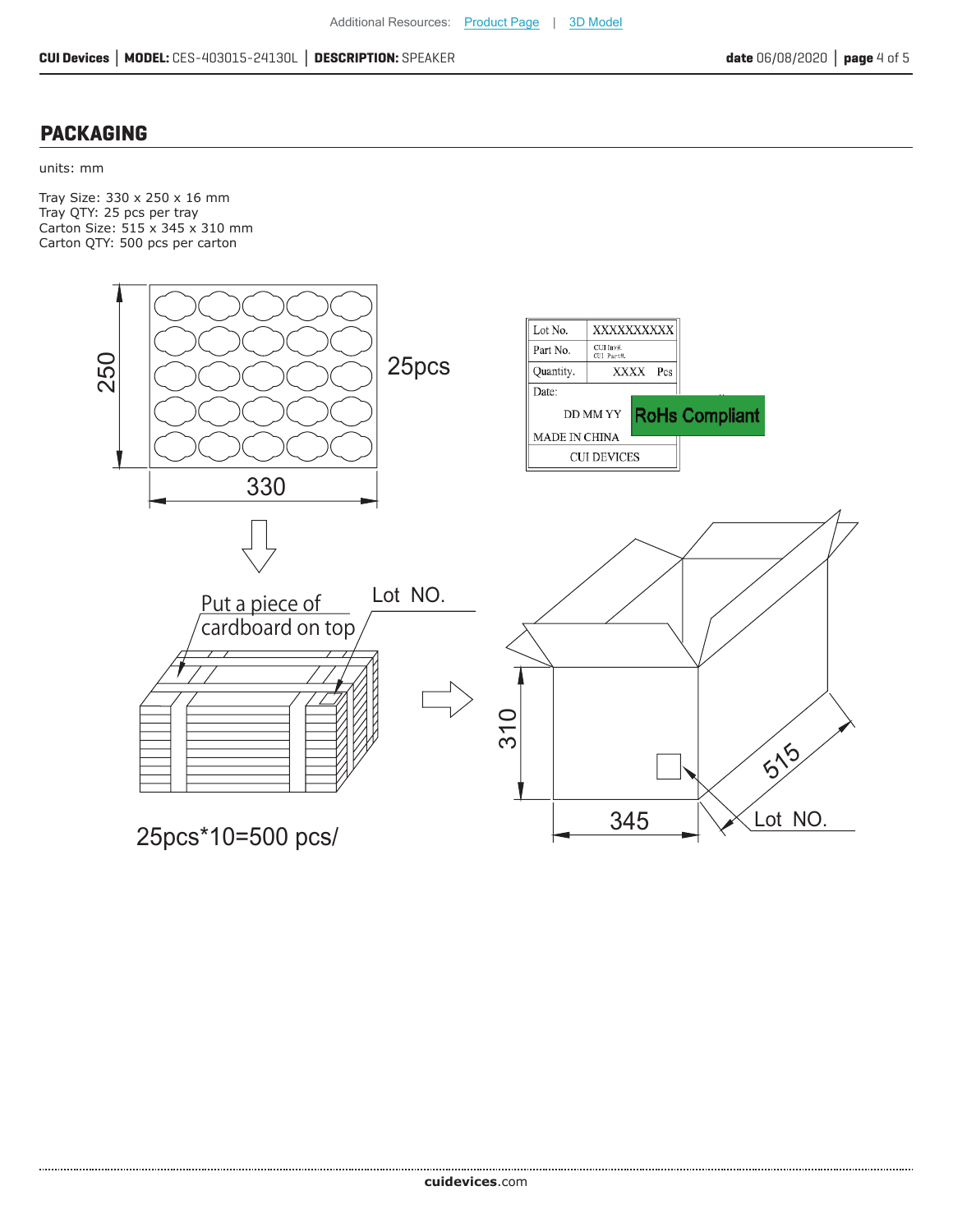## PACKAGING

units: mm

Tray Size: 330 x 250 x 16 mm
Tray QTY: 25 pcs per tray
Carton Size: 515 x 345 x 310 mm
Carton QTY: 500 pcs per carton

250

330

25pcs

| Lot No. | XXXXXXXXXX |
|---|---|
| Part No. | CUI Inv#. CUI Part#. |
| Quantity. | XXXX Pcs |
| Date: DD MM YY | RoHs Compliant |
| MADE IN CHINA | |
| CUI DEVICES | |

Put a piece of cardboard on top

Lot NO.

25pcs*10=500 pcs/

310

345

515

Lot NO.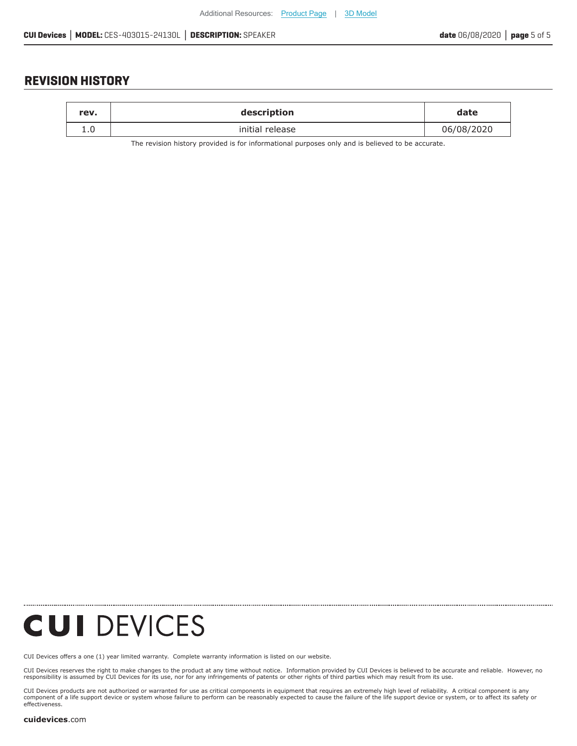## REVISION HISTORY

| rev. | description | date |
| --- | --- | --- |
| 1.0 | initial release | 06/08/2020 |

The revision history provided is for informational purposes only and is believed to be accurate.

**CUI** DEVICES

CUI Devices offers a one (1) year limited warranty. Complete warranty information is listed on our website.

CUI Devices reserves the right to make changes to the product at any time without notice. Information provided by CUI Devices is believed to be accurate and reliable. However, no responsibility is assumed by CUI Devices for its use, nor for any infringements of patents or other rights of third parties which may result from its use.

CUI Devices products are not authorized or warranted for use as critical components in equipment that requires an extremely high level of reliability. A critical component is any component of a life support device or system whose failure to perform can be reasonably expected to cause the failure of the life support device or system, or to affect its safety or effectiveness.

**cuidevices**.com